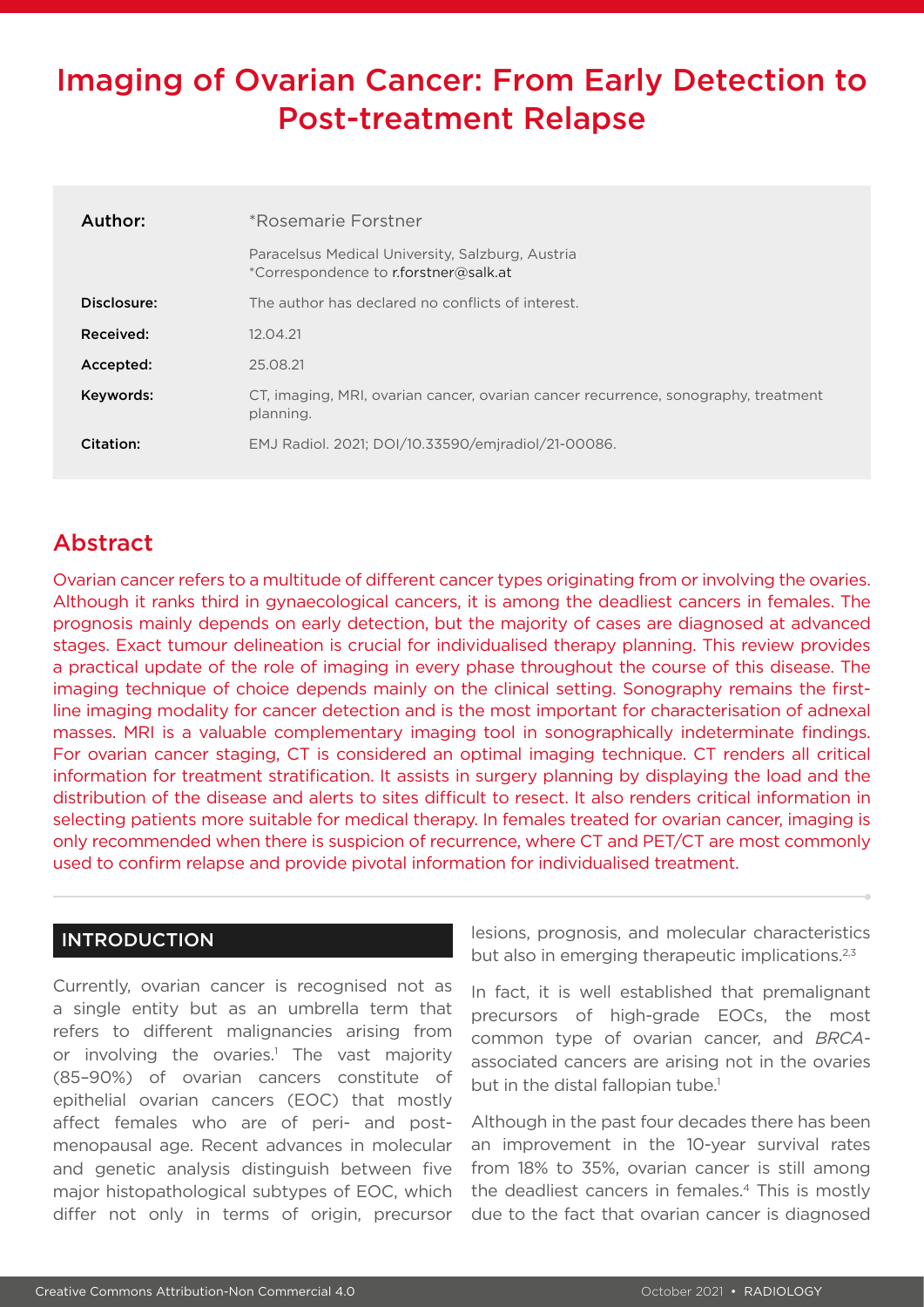# Imaging of Ovarian Cancer: From Early Detection to Post-treatment Relapse

| | |
|---|---|
| **Author:** | *Rosemarie Forstner<br>Paracelsus Medical University, Salzburg, Austria<br>*Correspondence to r.forstner@salk.at |
| **Disclosure:** | The author has declared no conflicts of interest. |
| **Received:** | 12.04.21 |
| **Accepted:** | 25.08.21 |
| **Keywords:** | CT, imaging, MRI, ovarian cancer, ovarian cancer recurrence, sonography, treatment planning. |
| **Citation:** | EMJ Radiol. 2021; DOI/10.33590/emjradiol/21-00086. |

## Abstract

Ovarian cancer refers to a multitude of different cancer types originating from or involving the ovaries. Although it ranks third in gynaecological cancers, it is among the deadliest cancers in females. The prognosis mainly depends on early detection, but the majority of cases are diagnosed at advanced stages. Exact tumour delineation is crucial for individualised therapy planning. This review provides a practical update of the role of imaging in every phase throughout the course of this disease. The imaging technique of choice depends mainly on the clinical setting. Sonography remains the first-line imaging modality for cancer detection and is the most important for characterisation of adnexal masses. MRI is a valuable complementary imaging tool in sonographically indeterminate findings. For ovarian cancer staging, CT is considered an optimal imaging technique. CT renders all critical information for treatment stratification. It assists in surgery planning by displaying the load and the distribution of the disease and alerts to sites difficult to resect. It also renders critical information in selecting patients more suitable for medical therapy. In females treated for ovarian cancer, imaging is only recommended when there is suspicion of recurrence, where CT and PET/CT are most commonly used to confirm relapse and provide pivotal information for individualised treatment.

## INTRODUCTION

Currently, ovarian cancer is recognised not as a single entity but as an umbrella term that refers to different malignancies arising from or involving the ovaries.[1] The vast majority (85–90%) of ovarian cancers constitute of epithelial ovarian cancers (EOC) that mostly affect females who are of peri- and post-menopausal age. Recent advances in molecular and genetic analysis distinguish between five major histopathological subtypes of EOC, which differ not only in terms of origin, precursor lesions, prognosis, and molecular characteristics but also in emerging therapeutic implications.[2,3]

In fact, it is well established that premalignant precursors of high-grade EOCs, the most common type of ovarian cancer, and *BRCA*-associated cancers are arising not in the ovaries but in the distal fallopian tube.[1]

Although in the past four decades there has been an improvement in the 10-year survival rates from 18% to 35%, ovarian cancer is still among the deadliest cancers in females.[4] This is mostly due to the fact that ovarian cancer is diagnosed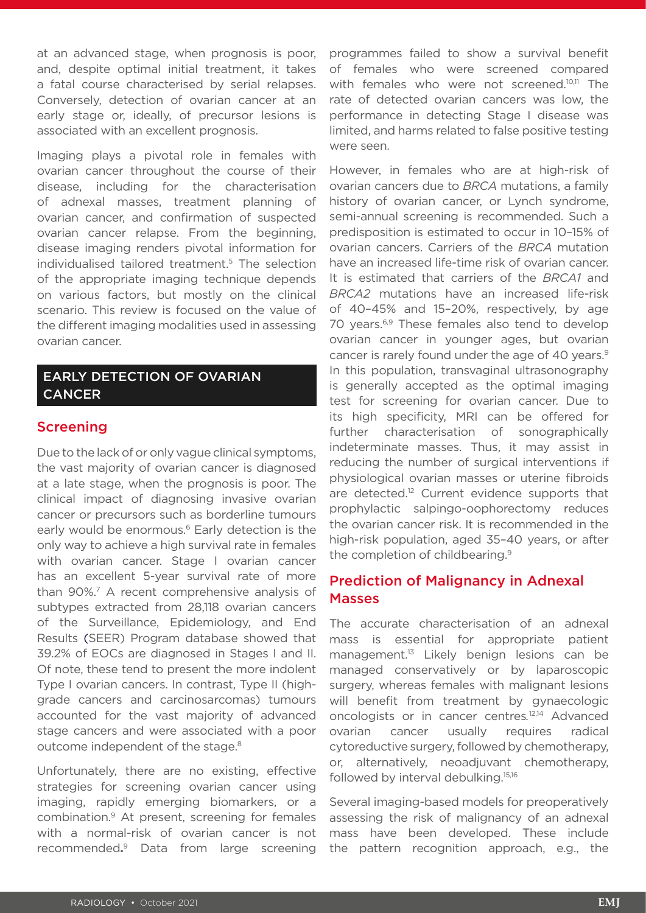at an advanced stage, when prognosis is poor, and, despite optimal initial treatment, it takes a fatal course characterised by serial relapses. Conversely, detection of ovarian cancer at an early stage or, ideally, of precursor lesions is associated with an excellent prognosis.

Imaging plays a pivotal role in females with ovarian cancer throughout the course of their disease, including for the characterisation of adnexal masses, treatment planning of ovarian cancer, and confirmation of suspected ovarian cancer relapse. From the beginning, disease imaging renders pivotal information for individualised tailored treatment.[5] The selection of the appropriate imaging technique depends on various factors, but mostly on the clinical scenario. This review is focused on the value of the different imaging modalities used in assessing ovarian cancer.

## EARLY DETECTION OF OVARIAN CANCER

### Screening

Due to the lack of or only vague clinical symptoms, the vast majority of ovarian cancer is diagnosed at a late stage, when the prognosis is poor. The clinical impact of diagnosing invasive ovarian cancer or precursors such as borderline tumours early would be enormous.[6] Early detection is the only way to achieve a high survival rate in females with ovarian cancer. Stage I ovarian cancer has an excellent 5-year survival rate of more than 90%.[7] A recent comprehensive analysis of subtypes extracted from 28,118 ovarian cancers of the Surveillance, Epidemiology, and End Results (SEER) Program database showed that 39.2% of EOCs are diagnosed in Stages I and II. Of note, these tend to present the more indolent Type I ovarian cancers. In contrast, Type II (high-grade cancers and carcinosarcomas) tumours accounted for the vast majority of advanced stage cancers and were associated with a poor outcome independent of the stage.[8]

Unfortunately, there are no existing, effective strategies for screening ovarian cancer using imaging, rapidly emerging biomarkers, or a combination.[9] At present, screening for females with a normal-risk of ovarian cancer is not recommended.[9] Data from large screening programmes failed to show a survival benefit of females who were screened compared with females who were not screened.[10,11] The rate of detected ovarian cancers was low, the performance in detecting Stage I disease was limited, and harms related to false positive testing were seen.

However, in females who are at high-risk of ovarian cancers due to *BRCA* mutations, a family history of ovarian cancer, or Lynch syndrome, semi-annual screening is recommended. Such a predisposition is estimated to occur in 10–15% of ovarian cancers. Carriers of the *BRCA* mutation have an increased life-time risk of ovarian cancer. It is estimated that carriers of the *BRCA1* and *BRCA2* mutations have an increased life-risk of 40–45% and 15–20%, respectively, by age 70 years.[6,9] These females also tend to develop ovarian cancer in younger ages, but ovarian cancer is rarely found under the age of 40 years.[9] In this population, transvaginal ultrasonography is generally accepted as the optimal imaging test for screening for ovarian cancer. Due to its high specificity, MRI can be offered for further characterisation of sonographically indeterminate masses. Thus, it may assist in reducing the number of surgical interventions if physiological ovarian masses or uterine fibroids are detected.[12] Current evidence supports that prophylactic salpingo-oophorectomy reduces the ovarian cancer risk. It is recommended in the high-risk population, aged 35–40 years, or after the completion of childbearing.[9]

### Prediction of Malignancy in Adnexal Masses

The accurate characterisation of an adnexal mass is essential for appropriate patient management.[13] Likely benign lesions can be managed conservatively or by laparoscopic surgery, whereas females with malignant lesions will benefit from treatment by gynaecologic oncologists or in cancer centres.[12,14] Advanced ovarian cancer usually requires radical cytoreductive surgery, followed by chemotherapy, or, alternatively, neoadjuvant chemotherapy, followed by interval debulking.[15,16]

Several imaging-based models for preoperatively assessing the risk of malignancy of an adnexal mass have been developed. These include the pattern recognition approach, e.g., the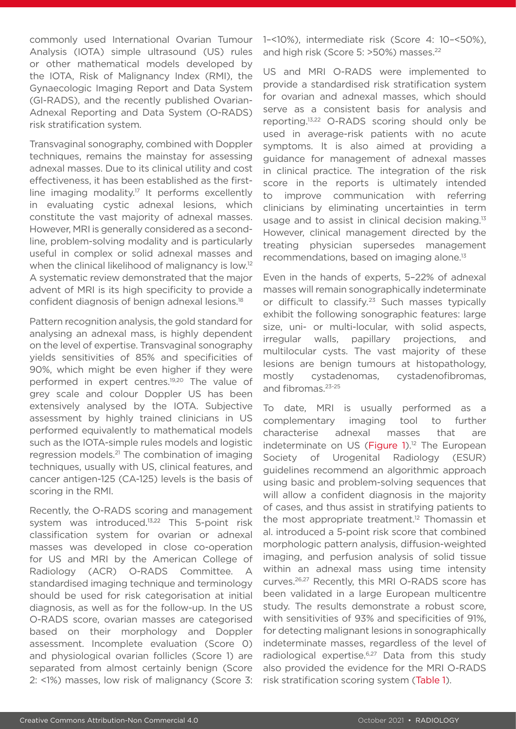commonly used International Ovarian Tumour Analysis (IOTA) simple ultrasound (US) rules or other mathematical models developed by the IOTA, Risk of Malignancy Index (RMI), the Gynaecologic Imaging Report and Data System (GI-RADS), and the recently published Ovarian-Adnexal Reporting and Data System (O-RADS) risk stratification system.

Transvaginal sonography, combined with Doppler techniques, remains the mainstay for assessing adnexal masses. Due to its clinical utility and cost effectiveness, it has been established as the first-line imaging modality.[17] It performs excellently in evaluating cystic adnexal lesions, which constitute the vast majority of adnexal masses. However, MRI is generally considered as a second-line, problem-solving modality and is particularly useful in complex or solid adnexal masses and when the clinical likelihood of malignancy is low.[12] A systematic review demonstrated that the major advent of MRI is its high specificity to provide a confident diagnosis of benign adnexal lesions.[18]

Pattern recognition analysis, the gold standard for analysing an adnexal mass, is highly dependent on the level of expertise. Transvaginal sonography yields sensitivities of 85% and specificities of 90%, which might be even higher if they were performed in expert centres.[19,20] The value of grey scale and colour Doppler US has been extensively analysed by the IOTA. Subjective assessment by highly trained clinicians in US performed equivalently to mathematical models such as the IOTA-simple rules models and logistic regression models.[21] The combination of imaging techniques, usually with US, clinical features, and cancer antigen-125 (CA-125) levels is the basis of scoring in the RMI.

Recently, the O-RADS scoring and management system was introduced.[13,22] This 5-point risk classification system for ovarian or adnexal masses was developed in close co-operation for US and MRI by the American College of Radiology (ACR) O-RADS Committee. A standardised imaging technique and terminology should be used for risk categorisation at initial diagnosis, as well as for the follow-up. In the US O-RADS score, ovarian masses are categorised based on their morphology and Doppler assessment. Incomplete evaluation (Score 0) and physiological ovarian follicles (Score 1) are separated from almost certainly benign (Score 2: <1%) masses, low risk of malignancy (Score 3: 1–<10%), intermediate risk (Score 4: 10–<50%), and high risk (Score 5: >50%) masses.[22]

US and MRI O-RADS were implemented to provide a standardised risk stratification system for ovarian and adnexal masses, which should serve as a consistent basis for analysis and reporting.[13,22] O-RADS scoring should only be used in average-risk patients with no acute symptoms. It is also aimed at providing a guidance for management of adnexal masses in clinical practice. The integration of the risk score in the reports is ultimately intended to improve communication with referring clinicians by eliminating uncertainties in term usage and to assist in clinical decision making.[13] However, clinical management directed by the treating physician supersedes management recommendations, based on imaging alone.[13]

Even in the hands of experts, 5–22% of adnexal masses will remain sonographically indeterminate or difficult to classify.[23] Such masses typically exhibit the following sonographic features: large size, uni- or multi-locular, with solid aspects, irregular walls, papillary projections, and multilocular cysts. The vast majority of these lesions are benign tumours at histopathology, mostly cystadenomas, cystadenofibromas, and fibromas.[23-25]

To date, MRI is usually performed as a complementary imaging tool to further characterise adnexal masses that are indeterminate on US (Figure 1).[12] The European Society of Urogenital Radiology (ESUR) guidelines recommend an algorithmic approach using basic and problem-solving sequences that will allow a confident diagnosis in the majority of cases, and thus assist in stratifying patients to the most appropriate treatment.[12] Thomassin et al. introduced a 5-point risk score that combined morphologic pattern analysis, diffusion-weighted imaging, and perfusion analysis of solid tissue within an adnexal mass using time intensity curves.[26,27] Recently, this MRI O-RADS score has been validated in a large European multicentre study. The results demonstrate a robust score, with sensitivities of 93% and specificities of 91%, for detecting malignant lesions in sonographically indeterminate masses, regardless of the level of radiological expertise.[6,27] Data from this study also provided the evidence for the MRI O-RADS risk stratification scoring system (Table 1).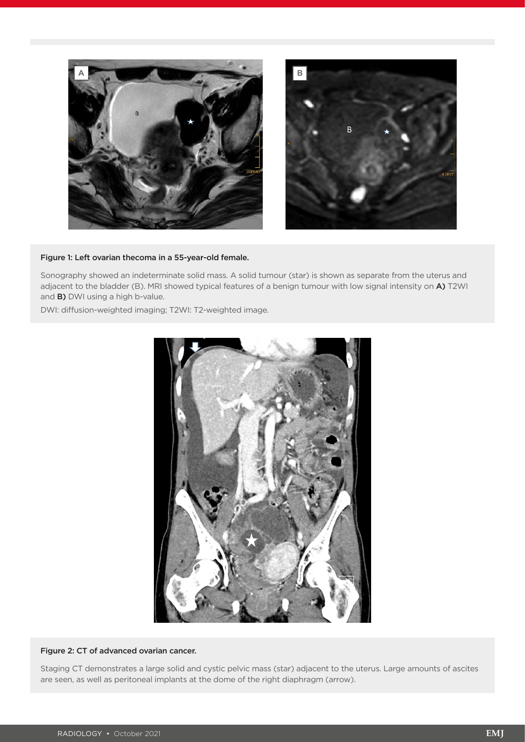**Figure 1: Left ovarian thecoma in a 55-year-old female.**

Sonography showed an indeterminate solid mass. A solid tumour (star) is shown as separate from the uterus and adjacent to the bladder (B). MRI showed typical features of a benign tumour with low signal intensity on **A)** T2WI and **B)** DWI using a high b-value.

DWI: diffusion-weighted imaging; T2WI: T2-weighted image.

**Figure 2: CT of advanced ovarian cancer.**

Staging CT demonstrates a large solid and cystic pelvic mass (star) adjacent to the uterus. Large amounts of ascites are seen, as well as peritoneal implants at the dome of the right diaphragm (arrow).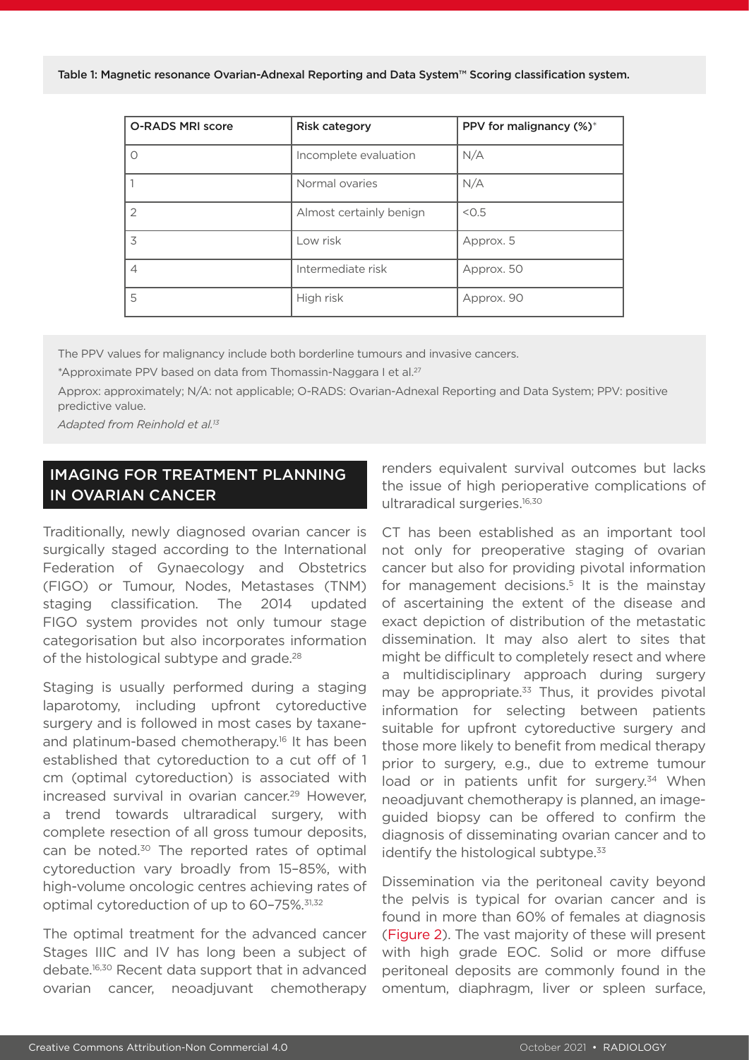Table 1: Magnetic resonance Ovarian-Adnexal Reporting and Data System™ Scoring classification system.

| O-RADS MRI score | Risk category | PPV for malignancy (%)* |
|---|---|---|
| 0 | Incomplete evaluation | N/A |
| 1 | Normal ovaries | N/A |
| 2 | Almost certainly benign | <0.5 |
| 3 | Low risk | Approx. 5 |
| 4 | Intermediate risk | Approx. 50 |
| 5 | High risk | Approx. 90 |

The PPV values for malignancy include both borderline tumours and invasive cancers.

*Approximate PPV based on data from Thomassin-Naggara I et al.[27]

Approx: approximately; N/A: not applicable; O-RADS: Ovarian-Adnexal Reporting and Data System; PPV: positive predictive value.

*Adapted from Reinhold et al.[13]*

## IMAGING FOR TREATMENT PLANNING IN OVARIAN CANCER

Traditionally, newly diagnosed ovarian cancer is surgically staged according to the International Federation of Gynaecology and Obstetrics (FIGO) or Tumour, Nodes, Metastases (TNM) staging classification. The 2014 updated FIGO system provides not only tumour stage categorisation but also incorporates information of the histological subtype and grade.[28]

Staging is usually performed during a staging laparotomy, including upfront cytoreductive surgery and is followed in most cases by taxane- and platinum-based chemotherapy.[16] It has been established that cytoreduction to a cut off of 1 cm (optimal cytoreduction) is associated with increased survival in ovarian cancer.[29] However, a trend towards ultraradical surgery, with complete resection of all gross tumour deposits, can be noted.[30] The reported rates of optimal cytoreduction vary broadly from 15–85%, with high-volume oncologic centres achieving rates of optimal cytoreduction of up to 60–75%.[31,32]

The optimal treatment for the advanced cancer Stages IIIC and IV has long been a subject of debate.[16,30] Recent data support that in advanced ovarian cancer, neoadjuvant chemotherapy renders equivalent survival outcomes but lacks the issue of high perioperative complications of ultraradical surgeries.[16,30]

CT has been established as an important tool not only for preoperative staging of ovarian cancer but also for providing pivotal information for management decisions.[5] It is the mainstay of ascertaining the extent of the disease and exact depiction of distribution of the metastatic dissemination. It may also alert to sites that might be difficult to completely resect and where a multidisciplinary approach during surgery may be appropriate.[33] Thus, it provides pivotal information for selecting between patients suitable for upfront cytoreductive surgery and those more likely to benefit from medical therapy prior to surgery, e.g., due to extreme tumour load or in patients unfit for surgery.[34] When neoadjuvant chemotherapy is planned, an image-guided biopsy can be offered to confirm the diagnosis of disseminating ovarian cancer and to identify the histological subtype.[33]

Dissemination via the peritoneal cavity beyond the pelvis is typical for ovarian cancer and is found in more than 60% of females at diagnosis (Figure 2). The vast majority of these will present with high grade EOC. Solid or more diffuse peritoneal deposits are commonly found in the omentum, diaphragm, liver or spleen surface,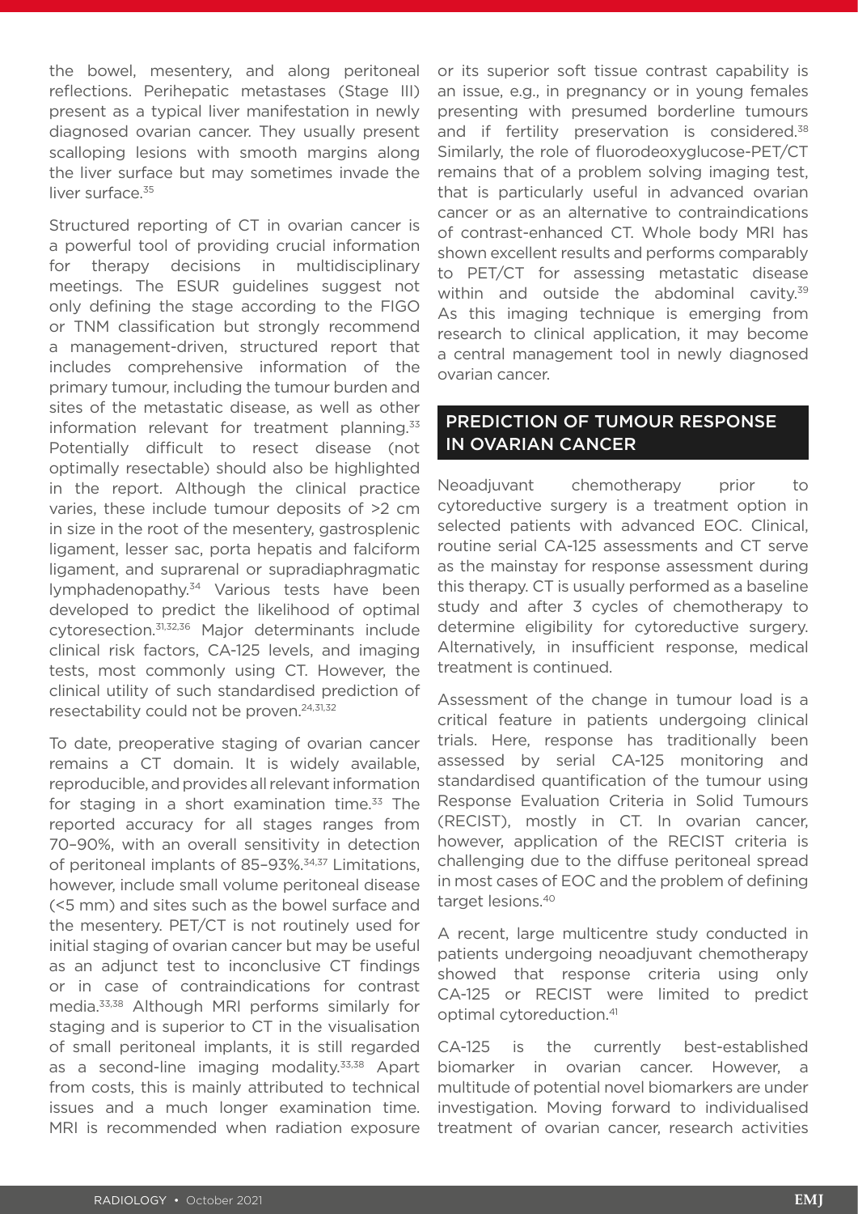the bowel, mesentery, and along peritoneal reflections. Perihepatic metastases (Stage III) present as a typical liver manifestation in newly diagnosed ovarian cancer. They usually present scalloping lesions with smooth margins along the liver surface but may sometimes invade the liver surface.[35]

Structured reporting of CT in ovarian cancer is a powerful tool of providing crucial information for therapy decisions in multidisciplinary meetings. The ESUR guidelines suggest not only defining the stage according to the FIGO or TNM classification but strongly recommend a management-driven, structured report that includes comprehensive information of the primary tumour, including the tumour burden and sites of the metastatic disease, as well as other information relevant for treatment planning.[33] Potentially difficult to resect disease (not optimally resectable) should also be highlighted in the report. Although the clinical practice varies, these include tumour deposits of >2 cm in size in the root of the mesentery, gastrosplenic ligament, lesser sac, porta hepatis and falciform ligament, and suprarenal or supradiaphragmatic lymphadenopathy.[34] Various tests have been developed to predict the likelihood of optimal cytoresection.[31,32,36] Major determinants include clinical risk factors, CA-125 levels, and imaging tests, most commonly using CT. However, the clinical utility of such standardised prediction of resectability could not be proven.[24,31,32]

To date, preoperative staging of ovarian cancer remains a CT domain. It is widely available, reproducible, and provides all relevant information for staging in a short examination time.[33] The reported accuracy for all stages ranges from 70–90%, with an overall sensitivity in detection of peritoneal implants of 85–93%.[34,37] Limitations, however, include small volume peritoneal disease (<5 mm) and sites such as the bowel surface and the mesentery. PET/CT is not routinely used for initial staging of ovarian cancer but may be useful as an adjunct test to inconclusive CT findings or in case of contraindications for contrast media.[33,38] Although MRI performs similarly for staging and is superior to CT in the visualisation of small peritoneal implants, it is still regarded as a second-line imaging modality.[33,38] Apart from costs, this is mainly attributed to technical issues and a much longer examination time. MRI is recommended when radiation exposure or its superior soft tissue contrast capability is an issue, e.g., in pregnancy or in young females presenting with presumed borderline tumours and if fertility preservation is considered.[38] Similarly, the role of fluorodeoxyglucose-PET/CT remains that of a problem solving imaging test, that is particularly useful in advanced ovarian cancer or as an alternative to contraindications of contrast-enhanced CT. Whole body MRI has shown excellent results and performs comparably to PET/CT for assessing metastatic disease within and outside the abdominal cavity.[39] As this imaging technique is emerging from research to clinical application, it may become a central management tool in newly diagnosed ovarian cancer.

## PREDICTION OF TUMOUR RESPONSE IN OVARIAN CANCER

Neoadjuvant chemotherapy prior to cytoreductive surgery is a treatment option in selected patients with advanced EOC. Clinical, routine serial CA-125 assessments and CT serve as the mainstay for response assessment during this therapy. CT is usually performed as a baseline study and after 3 cycles of chemotherapy to determine eligibility for cytoreductive surgery. Alternatively, in insufficient response, medical treatment is continued.

Assessment of the change in tumour load is a critical feature in patients undergoing clinical trials. Here, response has traditionally been assessed by serial CA-125 monitoring and standardised quantification of the tumour using Response Evaluation Criteria in Solid Tumours (RECIST), mostly in CT. In ovarian cancer, however, application of the RECIST criteria is challenging due to the diffuse peritoneal spread in most cases of EOC and the problem of defining target lesions.[40]

A recent, large multicentre study conducted in patients undergoing neoadjuvant chemotherapy showed that response criteria using only CA-125 or RECIST were limited to predict optimal cytoreduction.[41]

CA-125 is the currently best-established biomarker in ovarian cancer. However, a multitude of potential novel biomarkers are under investigation. Moving forward to individualised treatment of ovarian cancer, research activities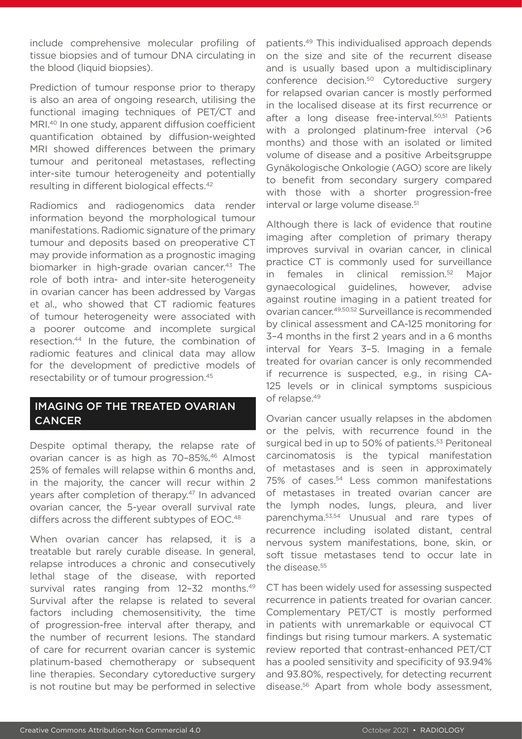include comprehensive molecular profiling of tissue biopsies and of tumour DNA circulating in the blood (liquid biopsies).

Prediction of tumour response prior to therapy is also an area of ongoing research, utilising the functional imaging techniques of PET/CT and MRI.[40] In one study, apparent diffusion coefficient quantification obtained by diffusion-weighted MRI showed differences between the primary tumour and peritoneal metastases, reflecting inter-site tumour heterogeneity and potentially resulting in different biological effects.[42]

Radiomics and radiogenomics data render information beyond the morphological tumour manifestations. Radiomic signature of the primary tumour and deposits based on preoperative CT may provide information as a prognostic imaging biomarker in high-grade ovarian cancer.[43] The role of both intra- and inter-site heterogeneity in ovarian cancer has been addressed by Vargas et al., who showed that CT radiomic features of tumour heterogeneity were associated with a poorer outcome and incomplete surgical resection.[44] In the future, the combination of radiomic features and clinical data may allow for the development of predictive models of resectability or of tumour progression.[45]

## IMAGING OF THE TREATED OVARIAN CANCER

Despite optimal therapy, the relapse rate of ovarian cancer is as high as 70–85%.[46] Almost 25% of females will relapse within 6 months and, in the majority, the cancer will recur within 2 years after completion of therapy.[47] In advanced ovarian cancer, the 5-year overall survival rate differs across the different subtypes of EOC.[48]

When ovarian cancer has relapsed, it is a treatable but rarely curable disease. In general, relapse introduces a chronic and consecutively lethal stage of the disease, with reported survival rates ranging from 12–32 months.[49] Survival after the relapse is related to several factors including chemosensitivity, the time of progression-free interval after therapy, and the number of recurrent lesions. The standard of care for recurrent ovarian cancer is systemic platinum-based chemotherapy or subsequent line therapies. Secondary cytoreductive surgery is not routine but may be performed in selective patients.[49] This individualised approach depends on the size and site of the recurrent disease and is usually based upon a multidisciplinary conference decision.[50] Cytoreductive surgery for relapsed ovarian cancer is mostly performed in the localised disease at its first recurrence or after a long disease free-interval.[50,51] Patients with a prolonged platinum-free interval (>6 months) and those with an isolated or limited volume of disease and a positive Arbeitsgruppe Gynäkologische Onkologie (AGO) score are likely to benefit from secondary surgery compared with those with a shorter progression-free interval or large volume disease.[51]

Although there is lack of evidence that routine imaging after completion of primary therapy improves survival in ovarian cancer, in clinical practice CT is commonly used for surveillance in females in clinical remission.[52] Major gynaecological guidelines, however, advise against routine imaging in a patient treated for ovarian cancer.[49,50,52] Surveillance is recommended by clinical assessment and CA-125 monitoring for 3–4 months in the first 2 years and in a 6 months interval for Years 3–5. Imaging in a female treated for ovarian cancer is only recommended if recurrence is suspected, e.g., in rising CA-125 levels or in clinical symptoms suspicious of relapse.[49]

Ovarian cancer usually relapses in the abdomen or the pelvis, with recurrence found in the surgical bed in up to 50% of patients.[53] Peritoneal carcinomatosis is the typical manifestation of metastases and is seen in approximately 75% of cases.[54] Less common manifestations of metastases in treated ovarian cancer are the lymph nodes, lungs, pleura, and liver parenchyma.[53,54] Unusual and rare types of recurrence including isolated distant, central nervous system manifestations, bone, skin, or soft tissue metastases tend to occur late in the disease.[55]

CT has been widely used for assessing suspected recurrence in patients treated for ovarian cancer. Complementary PET/CT is mostly performed in patients with unremarkable or equivocal CT findings but rising tumour markers. A systematic review reported that contrast-enhanced PET/CT has a pooled sensitivity and specificity of 93.94% and 93.80%, respectively, for detecting recurrent disease.[56] Apart from whole body assessment,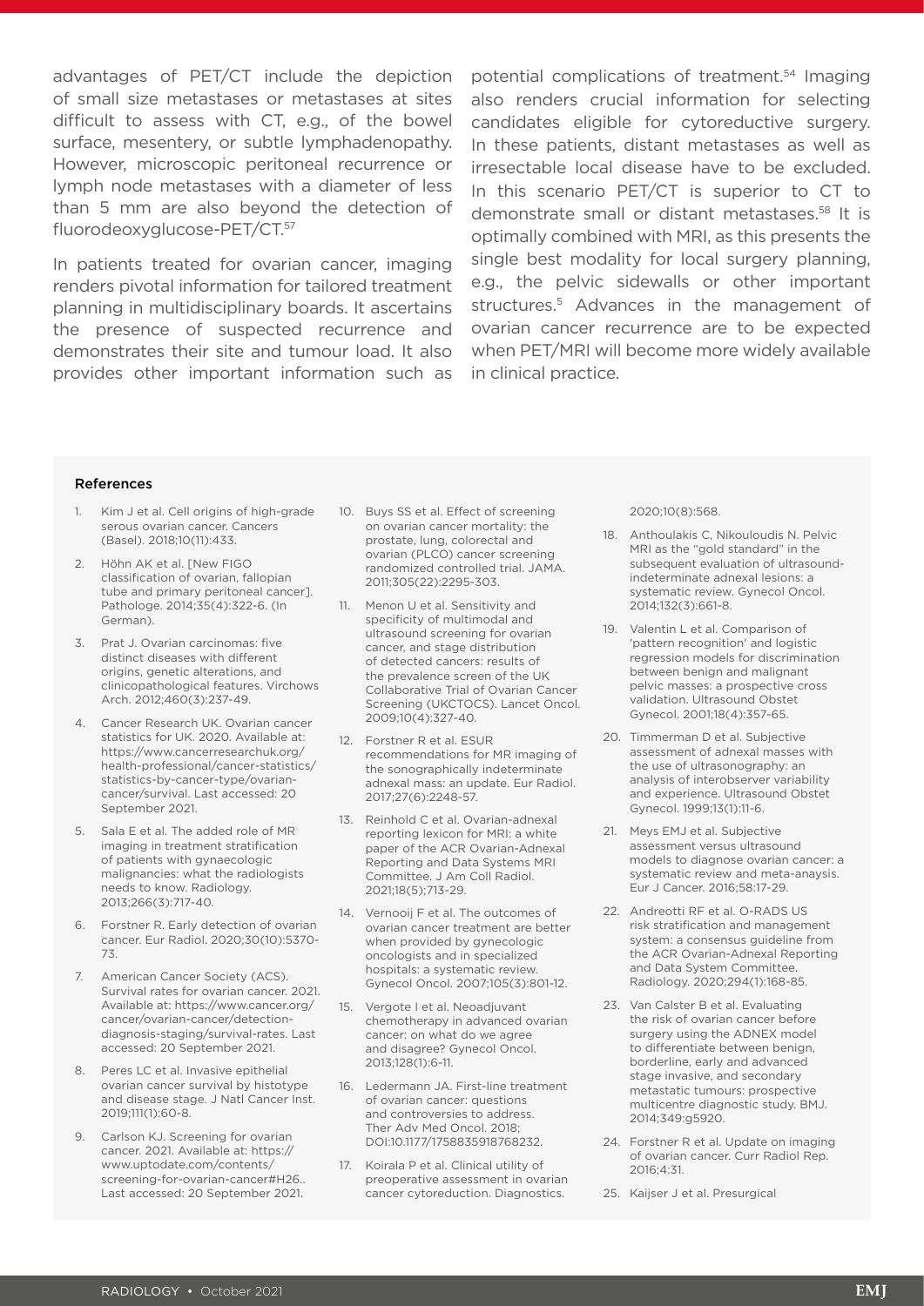advantages of PET/CT include the depiction of small size metastases or metastases at sites difficult to assess with CT, e.g., of the bowel surface, mesentery, or subtle lymphadenopathy. However, microscopic peritoneal recurrence or lymph node metastases with a diameter of less than 5 mm are also beyond the detection of fluorodeoxyglucose-PET/CT.[57]

In patients treated for ovarian cancer, imaging renders pivotal information for tailored treatment planning in multidisciplinary boards. It ascertains the presence of suspected recurrence and demonstrates their site and tumour load. It also provides other important information such as potential complications of treatment.[54] Imaging also renders crucial information for selecting candidates eligible for cytoreductive surgery. In these patients, distant metastases as well as irresectable local disease have to be excluded. In this scenario PET/CT is superior to CT to demonstrate small or distant metastases.[58] It is optimally combined with MRI, as this presents the single best modality for local surgery planning, e.g., the pelvic sidewalls or other important structures.[5] Advances in the management of ovarian cancer recurrence are to be expected when PET/MRI will become more widely available in clinical practice.

#### References

1. Kim J et al. Cell origins of high-grade serous ovarian cancer. Cancers (Basel). 2018;10(11):433.
2. Höhn AK et al. [New FIGO classification of ovarian, fallopian tube and primary peritoneal cancer]. Pathologe. 2014;35(4):322-6. (In German).
3. Prat J. Ovarian carcinomas: five distinct diseases with different origins, genetic alterations, and clinicopathological features. Virchows Arch. 2012;460(3):237-49.
4. Cancer Research UK. Ovarian cancer statistics for UK. 2020. Available at: https://www.cancerresearchuk.org/health-professional/cancer-statistics/statistics-by-cancer-type/ovarian-cancer/survival. Last accessed: 20 September 2021.
5. Sala E et al. The added role of MR imaging in treatment stratification of patients with gynaecologic malignancies: what the radiologists needs to know. Radiology. 2013;266(3):717-40.
6. Forstner R. Early detection of ovarian cancer. Eur Radiol. 2020;30(10):5370-73.
7. American Cancer Society (ACS). Survival rates for ovarian cancer. 2021. Available at: https://www.cancer.org/cancer/ovarian-cancer/detection-diagnosis-staging/survival-rates. Last accessed: 20 September 2021.
8. Peres LC et al. Invasive epithelial ovarian cancer survival by histotype and disease stage. J Natl Cancer Inst. 2019;111(1):60-8.
9. Carlson KJ. Screening for ovarian cancer. 2021. Available at: https://www.uptodate.com/contents/screening-for-ovarian-cancer#H26.. Last accessed: 20 September 2021.
10. Buys SS et al. Effect of screening on ovarian cancer mortality: the prostate, lung, colorectal and ovarian (PLCO) cancer screening randomized controlled trial. JAMA. 2011;305(22):2295-303.
11. Menon U et al. Sensitivity and specificity of multimodal and ultrasound screening for ovarian cancer, and stage distribution of detected cancers: results of the prevalence screen of the UK Collaborative Trial of Ovarian Cancer Screening (UKCTOCS). Lancet Oncol. 2009;10(4):327-40.
12. Forstner R et al. ESUR recommendations for MR imaging of the sonographically indeterminate adnexal mass: an update. Eur Radiol. 2017;27(6):2248-57.
13. Reinhold C et al. Ovarian-adnexal reporting lexicon for MRI: a white paper of the ACR Ovarian-Adnexal Reporting and Data Systems MRI Committee. J Am Coll Radiol. 2021;18(5);713-29.
14. Vernooij F et al. The outcomes of ovarian cancer treatment are better when provided by gynecologic oncologists and in specialized hospitals: a systematic review. Gynecol Oncol. 2007;105(3):801-12.
15. Vergote I et al. Neoadjuvant chemotherapy in advanced ovarian cancer: on what do we agree and disagree? Gynecol Oncol. 2013;128(1):6-11.
16. Ledermann JA. First-line treatment of ovarian cancer: questions and controversies to address. Ther Adv Med Oncol. 2018; DOI:10.1177/1758835918768232.
17. Koirala P et al. Clinical utility of preoperative assessment in ovarian cancer cytoreduction. Diagnostics. 2020;10(8):568.
18. Anthoulakis C, Nikouloudis N. Pelvic MRI as the "gold standard" in the subsequent evaluation of ultrasound-indeterminate adnexal lesions: a systematic review. Gynecol Oncol. 2014;132(3):661-8.
19. Valentin L et al. Comparison of 'pattern recognition' and logistic regression models for discrimination between benign and malignant pelvic masses: a prospective cross validation. Ultrasound Obstet Gynecol. 2001;18(4):357-65.
20. Timmerman D et al. Subjective assessment of adnexal masses with the use of ultrasonography: an analysis of interobserver variability and experience. Ultrasound Obstet Gynecol. 1999;13(1):11-6.
21. Meys EMJ et al. Subjective assessment versus ultrasound models to diagnose ovarian cancer: a systematic review and meta-anaysis. Eur J Cancer. 2016;58:17-29.
22. Andreotti RF et al. O-RADS US risk stratification and management system: a consensus guideline from the ACR Ovarian-Adnexal Reporting and Data System Committee. Radiology. 2020;294(1):168-85.
23. Van Calster B et al. Evaluating the risk of ovarian cancer before surgery using the ADNEX model to differentiate between benign, borderline, early and advanced stage invasive, and secondary metastatic tumours: prospective multicentre diagnostic study. BMJ. 2014;349:g5920.
24. Forstner R et al. Update on imaging of ovarian cancer. Curr Radiol Rep. 2016;4:31.
25. Kaijser J et al. Presurgical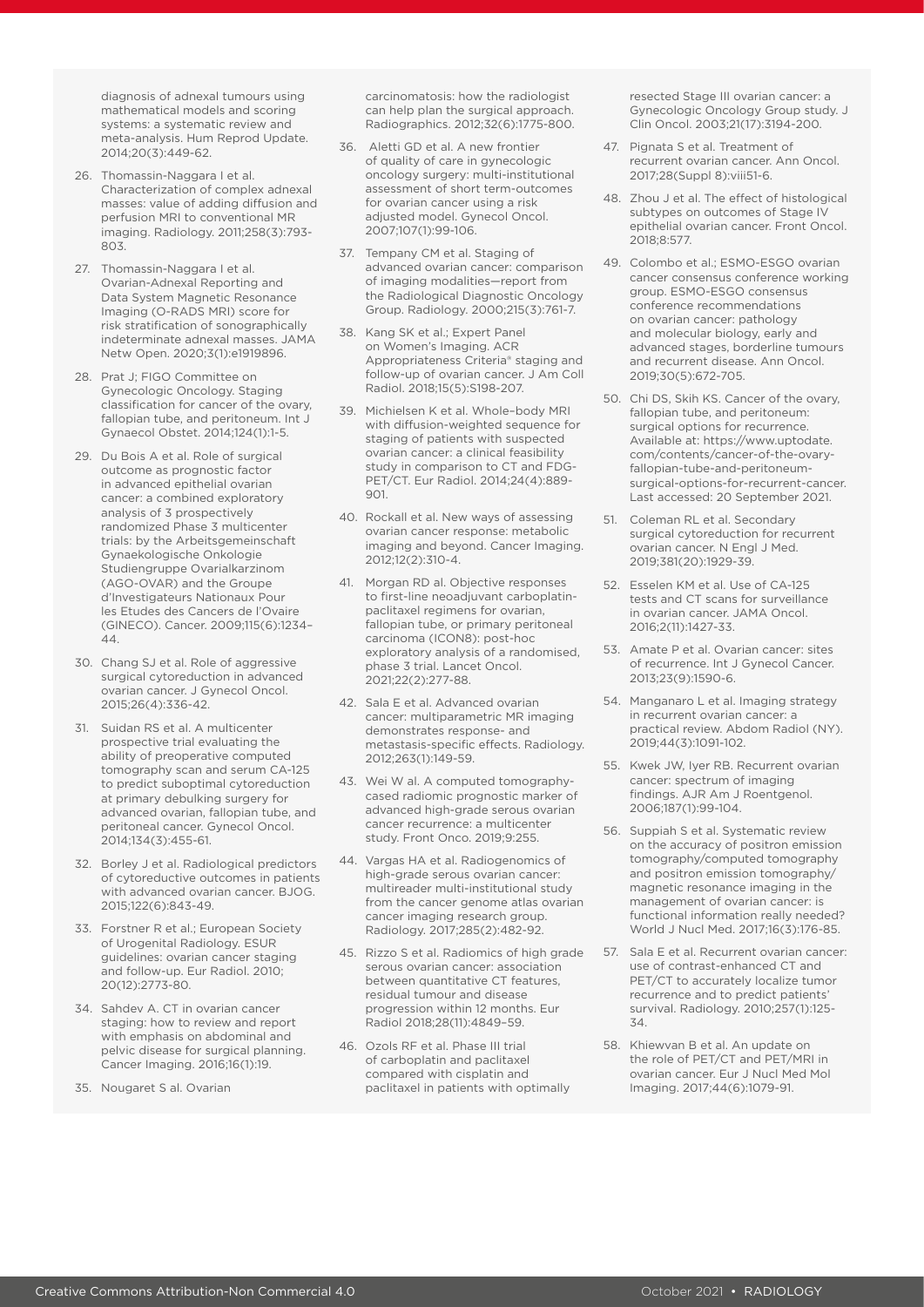diagnosis of adnexal tumours using mathematical models and scoring systems: a systematic review and meta-analysis. Hum Reprod Update. 2014;20(3):449-62.

26. Thomassin-Naggara I et al. Characterization of complex adnexal masses: value of adding diffusion and perfusion MRI to conventional MR imaging. Radiology. 2011;258(3):793-803.
27. Thomassin-Naggara I et al. Ovarian-Adnexal Reporting and Data System Magnetic Resonance Imaging (O-RADS MRI) score for risk stratification of sonographically indeterminate adnexal masses. JAMA Netw Open. 2020;3(1):e1919896.
28. Prat J; FIGO Committee on Gynecologic Oncology. Staging classification for cancer of the ovary, fallopian tube, and peritoneum. Int J Gynaecol Obstet. 2014;124(1):1-5.
29. Du Bois A et al. Role of surgical outcome as prognostic factor in advanced epithelial ovarian cancer: a combined exploratory analysis of 3 prospectively randomized Phase 3 multicenter trials: by the Arbeitsgemeinschaft Gynaekologische Onkologie Studiengruppe Ovarialkarzinom (AGO-OVAR) and the Groupe d'Investigateurs Nationaux Pour les Etudes des Cancers de l'Ovaire (GINECO). Cancer. 2009;115(6):1234–44.
30. Chang SJ et al. Role of aggressive surgical cytoreduction in advanced ovarian cancer. J Gynecol Oncol. 2015;26(4):336-42.
31. Suidan RS et al. A multicenter prospective trial evaluating the ability of preoperative computed tomography scan and serum CA-125 to predict suboptimal cytoreduction at primary debulking surgery for advanced ovarian, fallopian tube, and peritoneal cancer. Gynecol Oncol. 2014;134(3):455-61.
32. Borley J et al. Radiological predictors of cytoreductive outcomes in patients with advanced ovarian cancer. BJOG. 2015;122(6):843-49.
33. Forstner R et al.; European Society of Urogenital Radiology. ESUR guidelines: ovarian cancer staging and follow-up. Eur Radiol. 2010; 20(12):2773-80.
34. Sahdev A. CT in ovarian cancer staging: how to review and report with emphasis on abdominal and pelvic disease for surgical planning. Cancer Imaging. 2016;16(1):19.
35. Nougaret S al. Ovarian carcinomatosis: how the radiologist can help plan the surgical approach. Radiographics. 2012;32(6):1775-800.
36. Aletti GD et al. A new frontier of quality of care in gynecologic oncology surgery: multi-institutional assessment of short term-outcomes for ovarian cancer using a risk adjusted model. Gynecol Oncol. 2007;107(1):99-106.
37. Tempany CM et al. Staging of advanced ovarian cancer: comparison of imaging modalities—report from the Radiological Diagnostic Oncology Group. Radiology. 2000;215(3):761-7.
38. Kang SK et al.; Expert Panel on Women's Imaging. ACR Appropriateness Criteria® staging and follow-up of ovarian cancer. J Am Coll Radiol. 2018;15(5):S198-207.
39. Michielsen K et al. Whole–body MRI with diffusion-weighted sequence for staging of patients with suspected ovarian cancer: a clinical feasibility study in comparison to CT and FDG-PET/CT. Eur Radiol. 2014;24(4):889-901.
40. Rockall et al. New ways of assessing ovarian cancer response: metabolic imaging and beyond. Cancer Imaging. 2012;12(2):310-4.
41. Morgan RD al. Objective responses to first-line neoadjuvant carboplatin-paclitaxel regimens for ovarian, fallopian tube, or primary peritoneal carcinoma (ICON8): post-hoc exploratory analysis of a randomised, phase 3 trial. Lancet Oncol. 2021;22(2):277-88.
42. Sala E et al. Advanced ovarian cancer: multiparametric MR imaging demonstrates response- and metastasis-specific effects. Radiology. 2012;263(1):149-59.
43. Wei W al. A computed tomography-cased radiomic prognostic marker of advanced high-grade serous ovarian cancer recurrence: a multicenter study. Front Onco. 2019;9:255.
44. Vargas HA et al. Radiogenomics of high-grade serous ovarian cancer: multireader multi-institutional study from the cancer genome atlas ovarian cancer imaging research group. Radiology. 2017;285(2):482-92.
45. Rizzo S et al. Radiomics of high grade serous ovarian cancer: association between quantitative CT features, residual tumour and disease progression within 12 months. Eur Radiol 2018;28(11):4849–59.
46. Ozols RF et al. Phase III trial of carboplatin and paclitaxel compared with cisplatin and paclitaxel in patients with optimally resected Stage III ovarian cancer: a Gynecologic Oncology Group study. J Clin Oncol. 2003;21(17):3194-200.
47. Pignata S et al. Treatment of recurrent ovarian cancer. Ann Oncol. 2017;28(Suppl 8):viii51-6.
48. Zhou J et al. The effect of histological subtypes on outcomes of Stage IV epithelial ovarian cancer. Front Oncol. 2018;8:577.
49. Colombo et al.; ESMO-ESGO ovarian cancer consensus conference working group. ESMO-ESGO consensus conference recommendations on ovarian cancer: pathology and molecular biology, early and advanced stages, borderline tumours and recurrent disease. Ann Oncol. 2019;30(5):672-705.
50. Chi DS, Skih KS. Cancer of the ovary, fallopian tube, and peritoneum: surgical options for recurrence. Available at: https://www.uptodate.com/contents/cancer-of-the-ovary-fallopian-tube-and-peritoneum-surgical-options-for-recurrent-cancer. Last accessed: 20 September 2021.
51. Coleman RL et al. Secondary surgical cytoreduction for recurrent ovarian cancer. N Engl J Med. 2019;381(20):1929-39.
52. Esselen KM et al. Use of CA-125 tests and CT scans for surveillance in ovarian cancer. JAMA Oncol. 2016;2(11):1427-33.
53. Amate P et al. Ovarian cancer: sites of recurrence. Int J Gynecol Cancer. 2013;23(9):1590-6.
54. Manganaro L et al. Imaging strategy in recurrent ovarian cancer: a practical review. Abdom Radiol (NY). 2019;44(3):1091-102.
55. Kwek JW, Iyer RB. Recurrent ovarian cancer: spectrum of imaging findings. AJR Am J Roentgenol. 2006;187(1):99-104.
56. Suppiah S et al. Systematic review on the accuracy of positron emission tomography/computed tomography and positron emission tomography/magnetic resonance imaging in the management of ovarian cancer: is functional information really needed? World J Nucl Med. 2017;16(3):176-85.
57. Sala E et al. Recurrent ovarian cancer: use of contrast-enhanced CT and PET/CT to accurately localize tumor recurrence and to predict patients' survival. Radiology. 2010;257(1):125-34.
58. Khiewvan B et al. An update on the role of PET/CT and PET/MRI in ovarian cancer. Eur J Nucl Med Mol Imaging. 2017;44(6):1079-91.